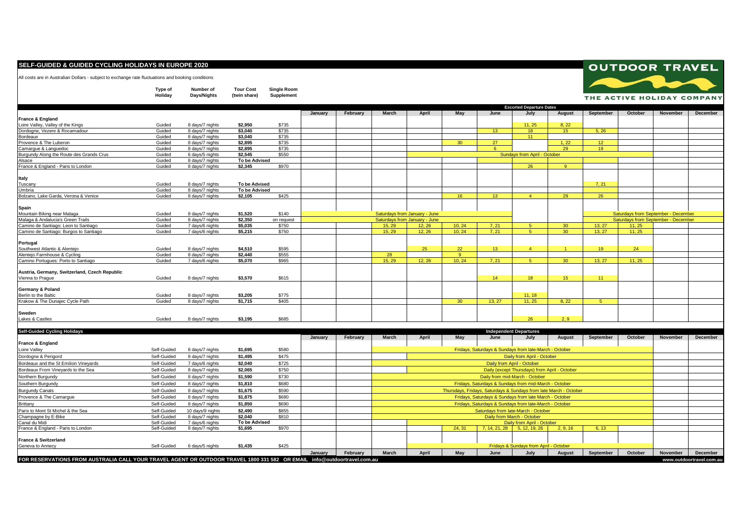# SELF-GUIDED & GUIDED CYCLING HOLIDAYS IN EUROPE 2020

All costs are in Australian Dollars - subject to exchange rate fluctuations and booking conditions

OUTDOOR TRAVEL
THE ACTIVE HOLIDAY COMPANY

| | Type of Holiday | Number of Days/Nights | Tour Cost (twin share) | Single Room Supplement | Escorted Departure Dates | | | | | | | | | | | |
|---|---|---|---|---|---|---|---|---|---|---|---|---|---|---|---|---|
| | | | | | January | February | March | April | May | June | July | August | September | October | November | December |
| **France & England** | | | | | | | | | | | | | | | | |
| Loire Valley, Valley of the Kings | Guided | 8 days/7 nights | $2,950 | $735 | | | | | | | 11, 25 | 8, 22 | | | | |
| Dordogne, Vezere & Rocamadour | Guided | 8 days/7 nights | $3,040 | $735 | | | | | | 13 | 18 | 15 | 5, 26 | | | |
| Bordeaux | Guided | 8 days/7 nights | $3,040 | $735 | | | | | | | 11 | | | | | |
| Provence & The Luberon | Guided | 8 days/7 nights | $2,895 | $735 | | | | | 30 | 27 | | 1, 22 | 12 | | | |
| Camargue & Languedoc | Guided | 8 days/7 nights | $2,895 | $735 | | | | | | 6 | | 29 | 19 | | | |
| Burgundy Along the Route des Grands Crus | Guided | 6 days/5 nights | $2,545 | $550 | | | | Sundays from April - October | | | | | | | | |
| Alsace | Guided | 8 days/7 nights | To be Advised | | | | | | | | | | | | | |
| France & England - Paris to London | Guided | 8 days/7 nights | $2,345 | $970 | | | | | | | 26 | 9 | | | | |
| **Italy** | | | | | | | | | | | | | | | | |
| Tuscany | Guided | 8 days/7 nights | To be Advised | | | | | | | | | | 7, 21 | | | |
| Umbria | Guided | 8 days/7 nights | To be Advised | | | | | | | | | | | | | |
| Bolzano, Lake Garda, Verona & Venice | Guided | 8 days/7 nights | $2,105 | $425 | | | | | 16 | 13 | 4 | 29 | 26 | | | |
| **Spain** | | | | | | | | | | | | | | | | |
| Mountain Biking near Malaga | Guided | 8 days/7 nights | $1,520 | $140 | Saturdays from January - June | | | | | | | | Saturdays from September - December | | | |
| Malaga & Andalucia's Green Trails | Guided | 8 days/7 nights | $2,350 | on request | Saturdays from January - June | | | | | | | | Saturdays from September - December | | | |
| Camino de Santiago: Leon to Santiago | Guided | 7 days/6 nights | $5,035 | $750 | | | 15, 29 | 12, 26 | 10, 24 | 7, 21 | 5 | 30 | 13, 27 | 11, 25 | | |
| Camino de Santiago: Burgos to Santiago | Guided | 7 days/6 nights | $5,215 | $750 | | | 15, 29 | 12, 26 | 10, 24 | 7, 21 | 5 | 30 | 13, 27 | 11, 25 | | |
| **Portugal** | | | | | | | | | | | | | | | | |
| Southwest Atlantic & Alentejo | Guided | 8 days/7 nights | $4,510 | $595 | | | | 25 | 22 | 13 | 4 | 1 | 19 | 24 | | |
| Alentejo Farmhouse & Cycling | Guided | 8 days/7 nights | $2,440 | $555 | | | 28 | | 9 | | | | | | | |
| Camino Portugues: Porto to Santiago | Guided | 7 days/6 nights | $5,070 | $965 | | | 15, 29 | 12, 26 | 10, 24 | 7, 21 | 5 | 30 | 13, 27 | 11, 25 | | |
| **Austria, Germany, Switzerland, Czech Republic** | | | | | | | | | | | | | | | | |
| Vienna to Prague | Guided | 8 days/7 nights | $3,570 | $615 | | | | | | 14 | 18 | 15 | 11 | | | |
| **Germany & Poland** | | | | | | | | | | | | | | | | |
| Berlin to the Baltic | Guided | 8 days/7 nights | $3,205 | $775 | | | | | | | 11, 18 | | | | | |
| Krakow & The Dunajec Cycle Path | Guided | 8 days/7 nights | $1,715 | $405 | | | | | 30 | 13, 27 | 11, 25 | 8, 22 | 5 | | | |
| **Sweden** | | | | | | | | | | | | | | | | |
| Lakes & Castles | Guided | 8 days/7 nights | $3,195 | $685 | | | | | | | 26 | 2, 9 | | | | |

| Self-Guided Cycling Holidays | | | | | Independent Departures | | | | | | | | | | | |
|---|---|---|---|---|---|---|---|---|---|---|---|---|---|---|---|---|
| | | | | | January | February | March | April | May | June | July | August | September | October | November | December |
| **France & England** | | | | | | | | | | | | | | | | |
| Loire Valley | Self-Guided | 8 days/7 nights | $1,695 | $580 | | | Fridays, Saturdays & Sundays from late-March - October | | | | | | | | | |
| Dordogne & Perigord | Self-Guided | 8 days/7 nights | $1,495 | $475 | | | | Daily from April - October | | | | | | | | |
| Bordeaux and the St Emilion Vineyards | Self-Guided | 7 days/6 nights | $2,040 | $725 | | | | Daily from April - October | | | | | | | | |
| Bordeaux From Vineyards to the Sea | Self-Guided | 8 days/7 nights | $2,065 | $750 | | | | Daily (except Thursdays) from April - October | | | | | | | | |
| Northern Burgundy | Self-Guided | 8 days/7 nights | $1,590 | $730 | | | Daily from mid-March - October | | | | | | | | | |
| Southern Burgundy | Self-Guided | 8 days/7 nights | $1,810 | $680 | | | Fridays, Saturdays & Sundays from mid-March - October | | | | | | | | | |
| Burgundy Canals | Self-Guided | 8 days/7 nights | $1,675 | $590 | | | Thursdays, Fridays, Saturdays & Sundays from late March - October | | | | | | | | | |
| Provence & The Camargue | Self-Guided | 8 days/7 nights | $1,875 | $680 | | | Fridays, Saturdays & Sundays from late March - October | | | | | | | | | |
| Brittany | Self-Guided | 8 days/7 nights | $1,850 | $690 | | | Fridays, Saturdays & Sundays from late-March - October | | | | | | | | | |
| Paris to Mont St Michel & the Sea | Self-Guided | 10 days/9 nights | $2,490 | $855 | | | Saturdays from late-March - October | | | | | | | | | |
| Champagne by E-Bike | Self-Guided | 8 days/7 nights | $2,040 | $810 | | | Daily from March - October | | | | | | | | | |
| Canal du Midi | Self-Guided | 7 days/6 nights | To be Advised | | | | | Daily from April - October | | | | | | | | |
| France & England - Paris to London | Self-Guided | 8 days/7 nights | $1,695 | $970 | | | | | 24, 31 | 7, 14, 21, 28 | 5, 12, 19, 26 | 2, 9, 16 | 6, 13 | | | |
| **France & Switzerland** | | | | | | | | | | | | | | | | |
| Geneva to Annecy | Self-Guided | 6 days/5 nights | $1,435 | $425 | | | | Fridays & Sundays from April - October | | | | | | | | |
| | | | | | January | February | March | April | May | June | July | August | September | October | November | December |

**FOR RESERVATIONS FROM AUSTRALIA CALL YOUR TRAVEL AGENT OR OUTDOOR TRAVEL 1800 331 582 OR EMAIL info@outdoortravel.com.au**

www.outdoortravel.com.au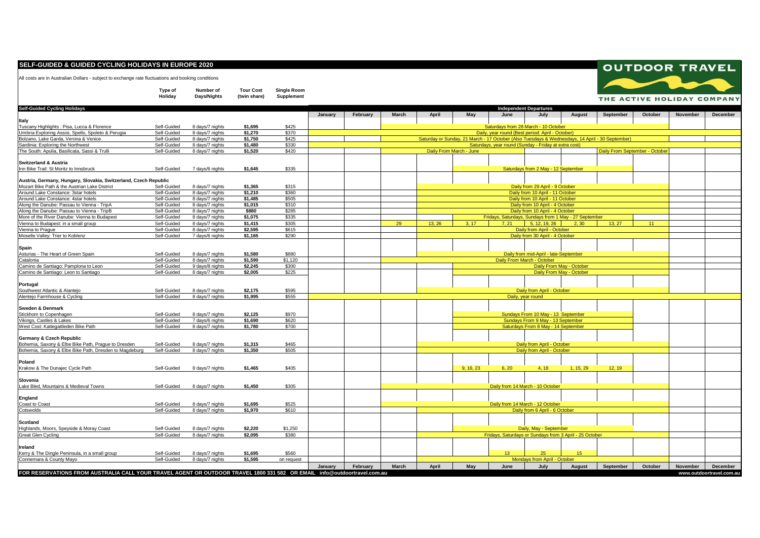# SELF-GUIDED & GUIDED CYCLING HOLIDAYS IN EUROPE 2020

All costs are in Australian Dollars - subject to exchange rate fluctuations and booking conditions

**OUTDOOR TRAVEL**
THE ACTIVE HOLIDAY COMPANY

| Self-Guided Cycling Holidays | Type of Holiday | Number of Days/Nights | Tour Cost (twin share) | Single Room Supplement | Independent Departures | | | | | | | | | | | |
|---|---|---|---|---|---|---|---|---|---|---|---|---|---|---|---|---|
| | | | | | January | February | March | April | May | June | July | August | September | October | November | December |
| **Italy** | | | | | | | | | | | | | | | | |
| Tuscany Highlights : Pisa, Lucca & Florence | Self-Guided | 8 days/7 nights | $1,695 | $425 | | | Saturdays from 28 March - 10 October | | | | | | | | | |
| Umbria Exploring Assisi, Spello, Spoleto & Perugia | Self-Guided | 8 days/7 nights | $1,270 | $370 | Daily, year round (Best period: April - October) | | | | | | | | | | | |
| Bolzano, Lake Garda, Verona & Venice | Self-Guided | 8 days/7 nights | $1,750 | $425 | | | Saturday or Sunday, 21 March - 17 October (Also Tuesdays & Wednesdays, 14 April - 30 September) | | | | | | | | | |
| Sardinia: Exploring the Northwest | Self-Guided | 8 days/7 nights | $1,480 | $330 | Saturdays, year round (Sunday - Friday at extra cost) | | | | | | | | | | | |
| The South: Apulia, Basilicata, Sassi & Trulli | Self-Guided | 8 days/7 nights | $1,520 | $420 | | | Daily From March - June | | | | | | Daily From September - October | | | |
| **Switzerland & Austria** | | | | | | | | | | | | | | | | |
| Inn Bike Trail: St Moritz to Innsbruck | Self-Guided | 7 days/6 nights | $1,645 | $335 | | | | | Saturdays from 2 May - 12 September | | | | | | | |
| **Austria, Germany, Hungary, Slovakia, Switzerland, Czech Republic** | | | | | | | | | | | | | | | | |
| Mozart Bike Path & the Austrian Lake District | Self-Guided | 8 days/7 nights | $1,365 | $315 | | | | Daily from 29 April - 9 October | | | | | | | | |
| Around Lake Constance: 3star hotels | Self-Guided | 8 days/7 nights | $1,210 | $360 | | | | Daily from 10 April - 11 October | | | | | | | | |
| Around Lake Constance: 4star hotels | Self-Guided | 8 days/7 nights | $1,485 | $505 | | | | Daily from 10 April - 11 October | | | | | | | | |
| Along the Danube: Passau to Vienna - TripA | Self-Guided | 8 days/7 nights | $1,015 | $310 | | | | Daily from 10 April - 4 October | | | | | | | | |
| Along the Danube: Passau to Vienna - TripB | Self-Guided | 8 days/7 nights | $880 | $285 | | | | Daily from 10 April - 4 October | | | | | | | | |
| More of the River Danube: Vienna to Budapest | Self-Guided | 8 days/7 nights | $1,075 | $335 | | | | | Fridays, Saturdays, Sundays from 1 May - 27 September | | | | | | | |
| Vienna to Budapest: in a small group | Self-Guided | 8 days/7 nights | $1,415 | $305 | | | 29 | 13, 26 | 3, 17 | 7, 21 | 5, 12, 19, 26 | 2, 30 | 13, 27 | 11 | | |
| Vienna to Prague | Self-Guided | 8 days/7 nights | $2,595 | $615 | | | | Daily from April - October | | | | | | | | |
| Moselle Valley: Trier to Koblenz | Self-Guided | 7 days/6 nights | $1,165 | $290 | | | | Daily from 30 April - 4 October | | | | | | | | |
| **Spain** | | | | | | | | | | | | | | | | |
| Asturias - The Heart of Green Spain | Self-Guided | 8 days/7 nights | $1,580 | $880 | | | | Daily from mid-April - late-September | | | | | | | | |
| Catalonia | Self-Guided | 8 days/7 nights | $1,590 | $1,120 | | | Daily From March - October | | | | | | | | | |
| Camino de Santiago: Pamplona to Leon | Self-Guided | 9 days/8 nights | $2,245 | $300 | | | | | Daily From May - October | | | | | | | |
| Camino de Santiago: Leon to Santiago | Self-Guided | 8 days/7 nights | $2,005 | $225 | | | | | Daily From May - October | | | | | | | |
| **Portugal** | | | | | | | | | | | | | | | | |
| Southwest Atlantic & Alantejo | Self-Guided | 8 days/7 nights | $2,175 | $595 | | | | Daily from April - October | | | | | | | | |
| Alentejo Farmhouse & Cycling | Self-Guided | 8 days/7 nights | $1,995 | $555 | Daily, year round | | | | | | | | | | | |
| **Sweden & Denmark** | | | | | | | | | | | | | | | | |
| Stickhom to Copenhagen | Self-Guided | 8 days/7 nights | $2,125 | $970 | | | | | Sundays From 10 May - 13 September | | | | | | | |
| Vikings, Castles & Lakes | Self-Guided | 7 days/6 nights | $1,690 | $620 | | | | | Sundays Froom 9 May - 13 September | | | | | | | |
| West Cost: Kattegattleden Bike Path | Self-Guided | 8 days/7 nights | $1,780 | $700 | | | | | Saturdays From 8 May - 14 September | | | | | | | |
| **Germany & Czech Republic** | | | | | | | | | | | | | | | | |
| Bohemia, Saxony & Elbe Bike Path, Prague to Dresden | Self-Guided | 8 days/7 nights | $1,315 | $465 | | | | Daily from April - October | | | | | | | | |
| Bohemia, Saxony & Elbe Bike Path, Dresden to Magdeburg | Self-Guided | 8 days/7 nights | $1,350 | $505 | | | | Daily from April - October | | | | | | | | |
| **Poland** | | | | | | | | | | | | | | | | |
| Krakow & The Dunajec Cycle Path | Self-Guided | 8 days/7 nights | $1,465 | $405 | | | | | 9, 16, 23 | 6, 20 | 4, 18 | 1, 15, 29 | 12, 19 | | | |
| **Slovenia** | | | | | | | | | | | | | | | | |
| Lake Bled, Mountains & Medieval Towns | Self-Guided | 8 days/7 nights | $1,450 | $305 | | | Daily from 14 March - 10 October | | | | | | | | | |
| **England** | | | | | | | | | | | | | | | | |
| Coast to Coast | Self-Guided | 8 days/7 nights | $1,695 | $525 | | | Daily from 14 March - 12 October | | | | | | | | | |
| Cotswolds | Self-Guided | 8 days/7 nights | $1,970 | $610 | | | | Daily from 6 April - 6 October | | | | | | | | |
| **Scotland** | | | | | | | | | | | | | | | | |
| Highlands, Moors, Speyside & Moray Coast | Self-Guided | 8 days/7 nights | $2,220 | $1,250 | | | | | Daily, May - September | | | | | | | |
| Great Glen Cycling | Self-Guided | 8 days/7 nights | $2,095 | $380 | | | | Fridays, Saturdays or Sundays from 3 April - 25 October | | | | | | | | |
| **Ireland** | | | | | | | | | | | | | | | | |
| Kerry & The Dingle Peninsula, in a small group | Self-Guided | 8 days/7 nights | $1,695 | $560 | | | | | | 13 | 25 | 15 | | | | |
| Connemara & County Mayo | Self-Guided | 8 days/7 nights | $1,595 | on request | | | | Mondays from April - October | | | | | | | | |
| | | | | | January | February | March | April | May | June | July | August | September | October | November | December |

**FOR RESERVATIONS FROM AUSTRALIA CALL YOUR TRAVEL AGENT OR OUTDOOR TRAVEL 1800 331 582 OR EMAIL info@outdoortravel.com.au**

www.outdoortravel.com.au